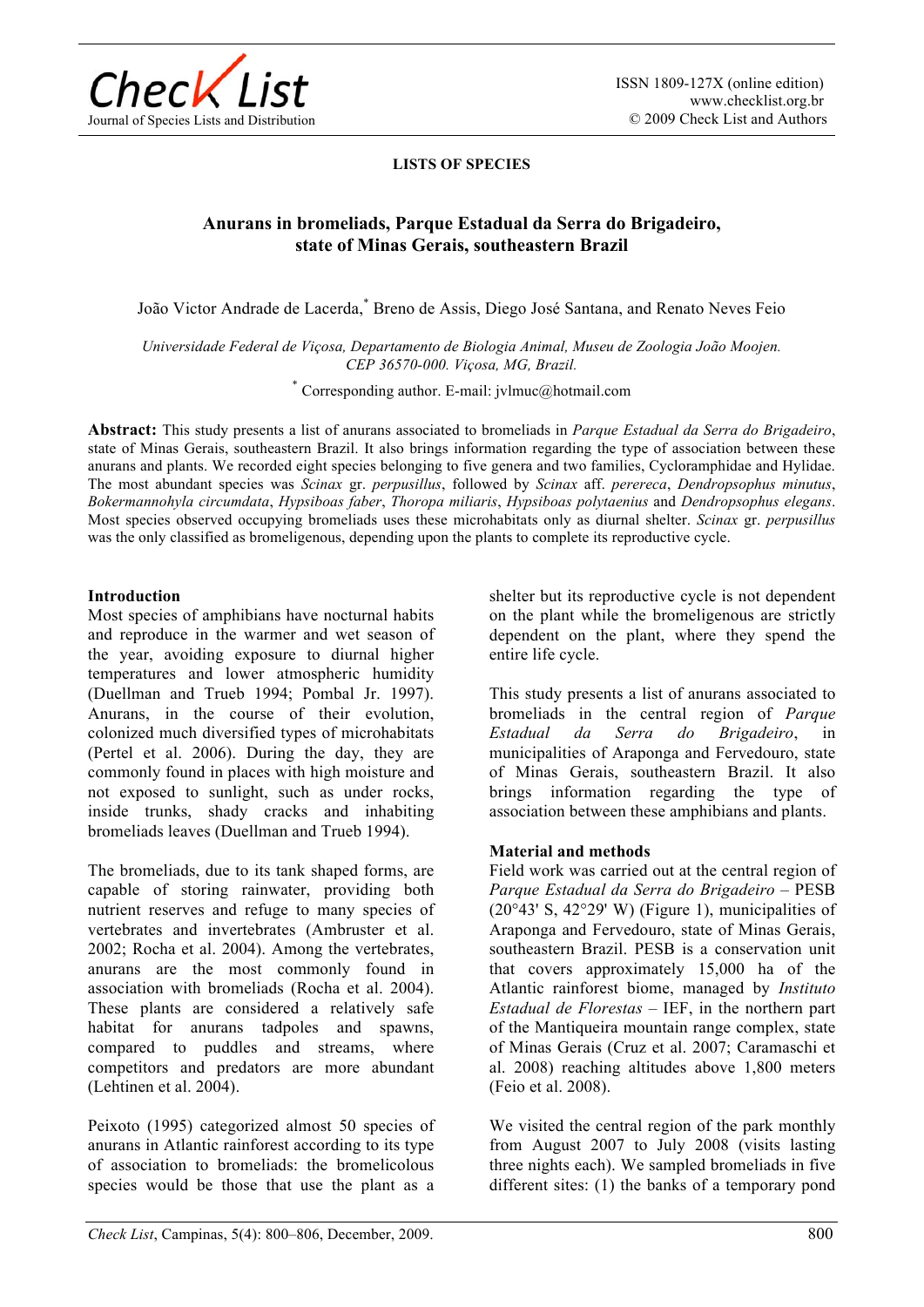LISTS OF SPECIES

# Anurans in bromeliads, Parque Estadual da Serra do Brigadeiro, state of Minas Gerais, southeastern Brazil

João Victor Andrade de Lacerda,[*] Breno de Assis, Diego José Santana, and Renato Neves Feio

*Universidade Federal de Viçosa, Departamento de Biologia Animal, Museu de Zoologia João Moojen. CEP 36570-000. Viçosa, MG, Brazil.*

[*] Corresponding author. E-mail: jvlmuc@hotmail.com

**Abstract:** This study presents a list of anurans associated to bromeliads in *Parque Estadual da Serra do Brigadeiro*, state of Minas Gerais, southeastern Brazil. It also brings information regarding the type of association between these anurans and plants. We recorded eight species belonging to five genera and two families, Cycloramphidae and Hylidae. The most abundant species was *Scinax* gr. *perpusillus*, followed by *Scinax* aff. *perereca*, *Dendropsophus minutus*, *Bokermannohyla circumdata*, *Hypsiboas faber*, *Thoropa miliaris*, *Hypsiboas polytaenius* and *Dendropsophus elegans*. Most species observed occupying bromeliads uses these microhabitats only as diurnal shelter. *Scinax* gr. *perpusillus* was the only classified as bromeligenous, depending upon the plants to complete its reproductive cycle.

## Introduction

Most species of amphibians have nocturnal habits and reproduce in the warmer and wet season of the year, avoiding exposure to diurnal higher temperatures and lower atmospheric humidity (Duellman and Trueb 1994; Pombal Jr. 1997). Anurans, in the course of their evolution, colonized much diversified types of microhabitats (Pertel et al. 2006). During the day, they are commonly found in places with high moisture and not exposed to sunlight, such as under rocks, inside trunks, shady cracks and inhabiting bromeliads leaves (Duellman and Trueb 1994).

The bromeliads, due to its tank shaped forms, are capable of storing rainwater, providing both nutrient reserves and refuge to many species of vertebrates and invertebrates (Ambruster et al. 2002; Rocha et al. 2004). Among the vertebrates, anurans are the most commonly found in association with bromeliads (Rocha et al. 2004). These plants are considered a relatively safe habitat for anurans tadpoles and spawns, compared to puddles and streams, where competitors and predators are more abundant (Lehtinen et al. 2004).

Peixoto (1995) categorized almost 50 species of anurans in Atlantic rainforest according to its type of association to bromeliads: the bromelicolous species would be those that use the plant as a shelter but its reproductive cycle is not dependent on the plant while the bromeligenous are strictly dependent on the plant, where they spend the entire life cycle.

This study presents a list of anurans associated to bromeliads in the central region of *Parque Estadual da Serra do Brigadeiro*, in municipalities of Araponga and Fervedouro, state of Minas Gerais, southeastern Brazil. It also brings information regarding the type of association between these amphibians and plants.

## Material and methods

Field work was carried out at the central region of *Parque Estadual da Serra do Brigadeiro* – PESB (20°43' S, 42°29' W) (Figure 1), municipalities of Araponga and Fervedouro, state of Minas Gerais, southeastern Brazil. PESB is a conservation unit that covers approximately 15,000 ha of the Atlantic rainforest biome, managed by *Instituto Estadual de Florestas* – IEF, in the northern part of the Mantiqueira mountain range complex, state of Minas Gerais (Cruz et al. 2007; Caramaschi et al. 2008) reaching altitudes above 1,800 meters (Feio et al. 2008).

We visited the central region of the park monthly from August 2007 to July 2008 (visits lasting three nights each). We sampled bromeliads in five different sites: (1) the banks of a temporary pond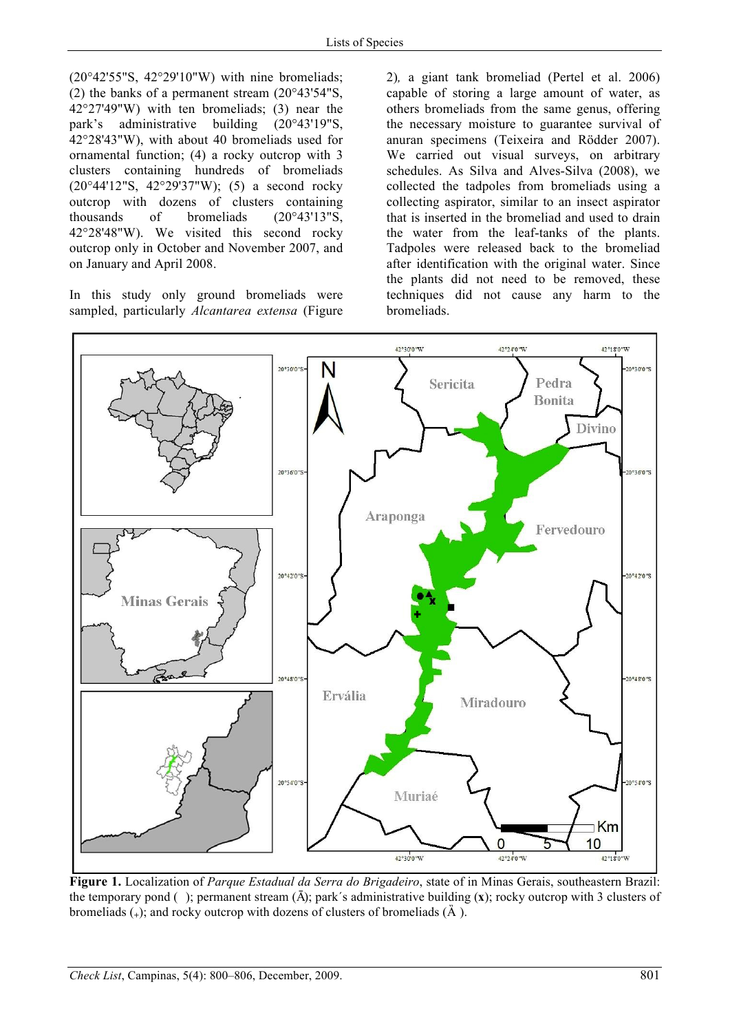(20°42'55"S, 42°29'10"W) with nine bromeliads; (2) the banks of a permanent stream (20°43'54"S, 42°27'49"W) with ten bromeliads; (3) near the park's administrative building (20°43'19"S, 42°28'43"W), with about 40 bromeliads used for ornamental function; (4) a rocky outcrop with 3 clusters containing hundreds of bromeliads (20°44'12"S, 42°29'37"W); (5) a second rocky outcrop with dozens of clusters containing thousands of bromeliads (20°43'13"S, 42°28'48"W). We visited this second rocky outcrop only in October and November 2007, and on January and April 2008.

In this study only ground bromeliads were sampled, particularly *Alcantarea extensa* (Figure 2), a giant tank bromeliad (Pertel et al. 2006) capable of storing a large amount of water, as others bromeliads from the same genus, offering the necessary moisture to guarantee survival of anuran specimens (Teixeira and Rödder 2007). We carried out visual surveys, on arbitrary schedules. As Silva and Alves-Silva (2008), we collected the tadpoles from bromeliads using a collecting aspirator, similar to an insect aspirator that is inserted in the bromeliad and used to drain the water from the leaf-tanks of the plants. Tadpoles were released back to the bromeliad after identification with the original water. Since the plants did not need to be removed, these techniques did not cause any harm to the bromeliads.

**Figure 1.** Localization of *Parque Estadual da Serra do Brigadeiro*, state of in Minas Gerais, southeastern Brazil: the temporary pond ( ); permanent stream (Ā); park´s administrative building (**x**); rocky outcrop with 3 clusters of bromeliads (+); and rocky outcrop with dozens of clusters of bromeliads (Ä ).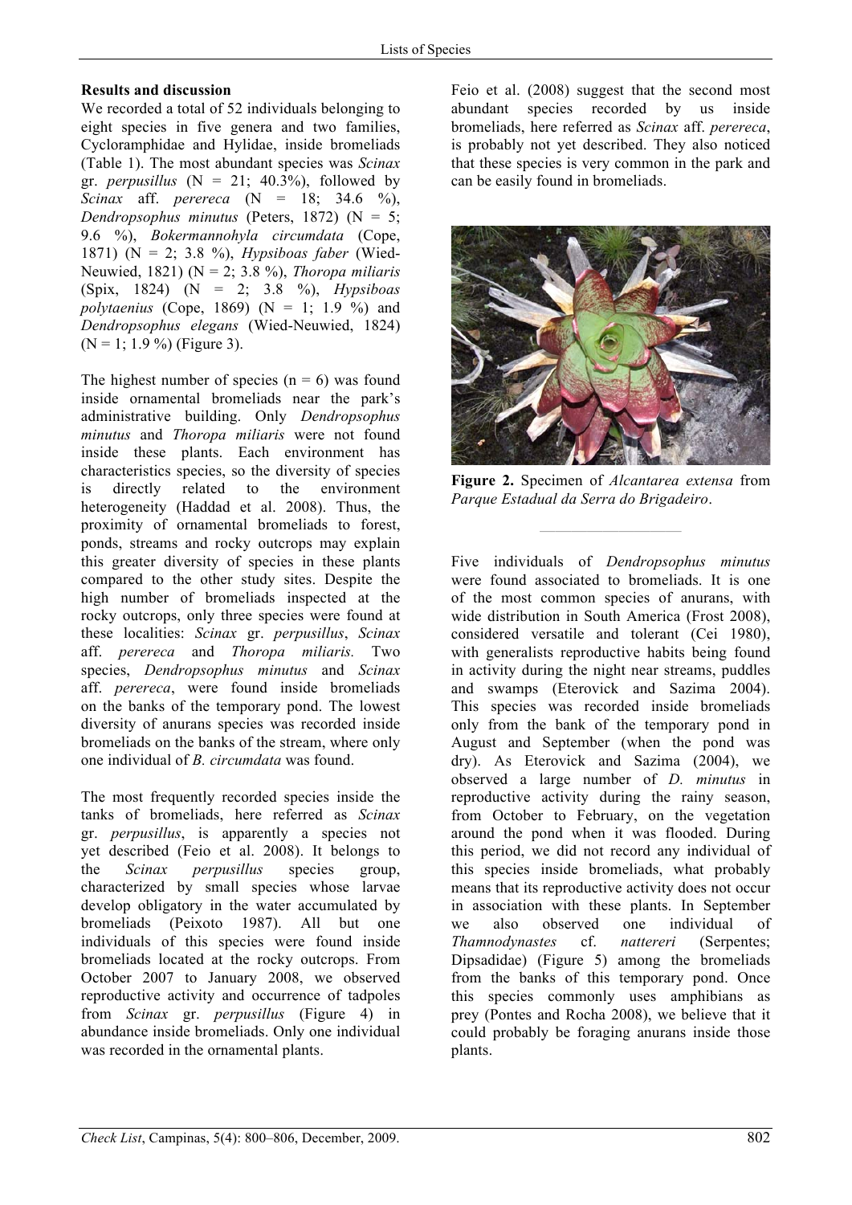## Results and discussion

We recorded a total of 52 individuals belonging to eight species in five genera and two families, Cycloramphidae and Hylidae, inside bromeliads (Table 1). The most abundant species was *Scinax* gr. *perpusillus* (N = 21; 40.3%), followed by *Scinax* aff. *perereca* (N = 18; 34.6 %), *Dendropsophus minutus* (Peters, 1872) (N = 5; 9.6 %), *Bokermannohyla circumdata* (Cope, 1871) (N = 2; 3.8 %), *Hypsiboas faber* (Wied-Neuwied, 1821) (N = 2; 3.8 %), *Thoropa miliaris* (Spix, 1824) (N = 2; 3.8 %), *Hypsiboas polytaenius* (Cope, 1869) (N = 1; 1.9 %) and *Dendropsophus elegans* (Wied-Neuwied, 1824) (N = 1; 1.9 %) (Figure 3).

The highest number of species (n = 6) was found inside ornamental bromeliads near the park's administrative building. Only *Dendropsophus minutus* and *Thoropa miliaris* were not found inside these plants. Each environment has characteristics species, so the diversity of species is directly related to the environment heterogeneity (Haddad et al. 2008). Thus, the proximity of ornamental bromeliads to forest, ponds, streams and rocky outcrops may explain this greater diversity of species in these plants compared to the other study sites. Despite the high number of bromeliads inspected at the rocky outcrops, only three species were found at these localities: *Scinax* gr. *perpusillus*, *Scinax* aff. *perereca* and *Thoropa miliaris.* Two species, *Dendropsophus minutus* and *Scinax* aff. *perereca*, were found inside bromeliads on the banks of the temporary pond. The lowest diversity of anurans species was recorded inside bromeliads on the banks of the stream, where only one individual of *B. circumdata* was found.

The most frequently recorded species inside the tanks of bromeliads, here referred as *Scinax* gr. *perpusillus*, is apparently a species not yet described (Feio et al. 2008). It belongs to the *Scinax perpusillus* species group, characterized by small species whose larvae develop obligatory in the water accumulated by bromeliads (Peixoto 1987). All but one individuals of this species were found inside bromeliads located at the rocky outcrops. From October 2007 to January 2008, we observed reproductive activity and occurrence of tadpoles from *Scinax* gr. *perpusillus* (Figure 4) in abundance inside bromeliads. Only one individual was recorded in the ornamental plants.

Feio et al. (2008) suggest that the second most abundant species recorded by us inside bromeliads, here referred as *Scinax* aff. *perereca*, is probably not yet described. They also noticed that these species is very common in the park and can be easily found in bromeliads.

**Figure 2.** Specimen of *Alcantarea extensa* from *Parque Estadual da Serra do Brigadeiro*.

Five individuals of *Dendropsophus minutus* were found associated to bromeliads. It is one of the most common species of anurans, with wide distribution in South America (Frost 2008), considered versatile and tolerant (Cei 1980), with generalists reproductive habits being found in activity during the night near streams, puddles and swamps (Eterovick and Sazima 2004). This species was recorded inside bromeliads only from the bank of the temporary pond in August and September (when the pond was dry). As Eterovick and Sazima (2004), we observed a large number of *D. minutus* in reproductive activity during the rainy season, from October to February, on the vegetation around the pond when it was flooded. During this period, we did not record any individual of this species inside bromeliads, what probably means that its reproductive activity does not occur in association with these plants. In September we also observed one individual of *Thamnodynastes* cf. *nattereri* (Serpentes; Dipsadidae) (Figure 5) among the bromeliads from the banks of this temporary pond. Once this species commonly uses amphibians as prey (Pontes and Rocha 2008), we believe that it could probably be foraging anurans inside those plants.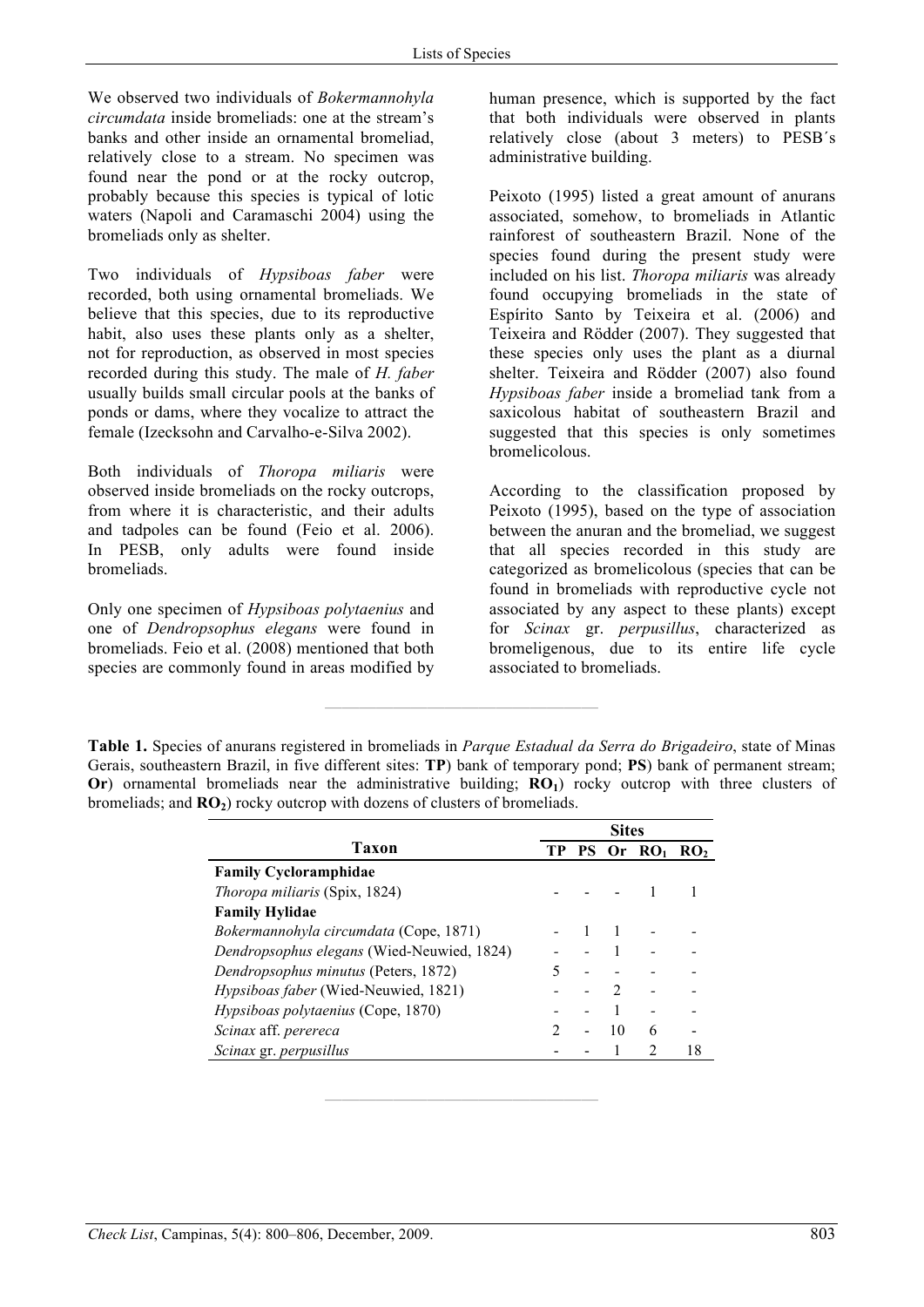We observed two individuals of *Bokermannohyla circumdata* inside bromeliads: one at the stream's banks and other inside an ornamental bromeliad, relatively close to a stream. No specimen was found near the pond or at the rocky outcrop, probably because this species is typical of lotic waters (Napoli and Caramaschi 2004) using the bromeliads only as shelter.

Two individuals of *Hypsiboas faber* were recorded, both using ornamental bromeliads. We believe that this species, due to its reproductive habit, also uses these plants only as a shelter, not for reproduction, as observed in most species recorded during this study. The male of *H. faber* usually builds small circular pools at the banks of ponds or dams, where they vocalize to attract the female (Izecksohn and Carvalho-e-Silva 2002).

Both individuals of *Thoropa miliaris* were observed inside bromeliads on the rocky outcrops, from where it is characteristic, and their adults and tadpoles can be found (Feio et al. 2006). In PESB, only adults were found inside bromeliads.

Only one specimen of *Hypsiboas polytaenius* and one of *Dendropsophus elegans* were found in bromeliads. Feio et al. (2008) mentioned that both species are commonly found in areas modified by human presence, which is supported by the fact that both individuals were observed in plants relatively close (about 3 meters) to PESB´s administrative building.

Peixoto (1995) listed a great amount of anurans associated, somehow, to bromeliads in Atlantic rainforest of southeastern Brazil. None of the species found during the present study were included on his list. *Thoropa miliaris* was already found occupying bromeliads in the state of Espírito Santo by Teixeira et al. (2006) and Teixeira and Rödder (2007). They suggested that these species only uses the plant as a diurnal shelter. Teixeira and Rödder (2007) also found *Hypsiboas faber* inside a bromeliad tank from a saxicolous habitat of southeastern Brazil and suggested that this species is only sometimes bromelicolous.

According to the classification proposed by Peixoto (1995), based on the type of association between the anuran and the bromeliad, we suggest that all species recorded in this study are categorized as bromelicolous (species that can be found in bromeliads with reproductive cycle not associated by any aspect to these plants) except for *Scinax* gr. *perpusillus*, characterized as bromeligenous, due to its entire life cycle associated to bromeliads.

**Table 1.** Species of anurans registered in bromeliads in *Parque Estadual da Serra do Brigadeiro*, state of Minas Gerais, southeastern Brazil, in five different sites: **TP**) bank of temporary pond; **PS**) bank of permanent stream; **Or**) ornamental bromeliads near the administrative building; **$RO_1$**) rocky outcrop with three clusters of bromeliads; and **$RO_2$**) rocky outcrop with dozens of clusters of bromeliads.

| Taxon | Sites | | | | |
|---|---|---|---|---|---|
| | TP | PS | Or | $RO_1$ | $RO_2$ |
| **Family Cycloramphidae** | | | | | |
| *Thoropa miliaris* (Spix, 1824) | - | - | - | 1 | 1 |
| **Family Hylidae** | | | | | |
| *Bokermannohyla circumdata* (Cope, 1871) | - | 1 | 1 | - | - |
| *Dendropsophus elegans* (Wied-Neuwied, 1824) | - | - | 1 | - | - |
| *Dendropsophus minutus* (Peters, 1872) | 5 | - | - | - | - |
| *Hypsiboas faber* (Wied-Neuwied, 1821) | - | - | 2 | - | - |
| *Hypsiboas polytaenius* (Cope, 1870) | - | - | 1 | - | - |
| *Scinax* aff. *perereca* | 2 | - | 10 | 6 | - |
| *Scinax* gr. *perpusillus* | - | - | 1 | 2 | 18 |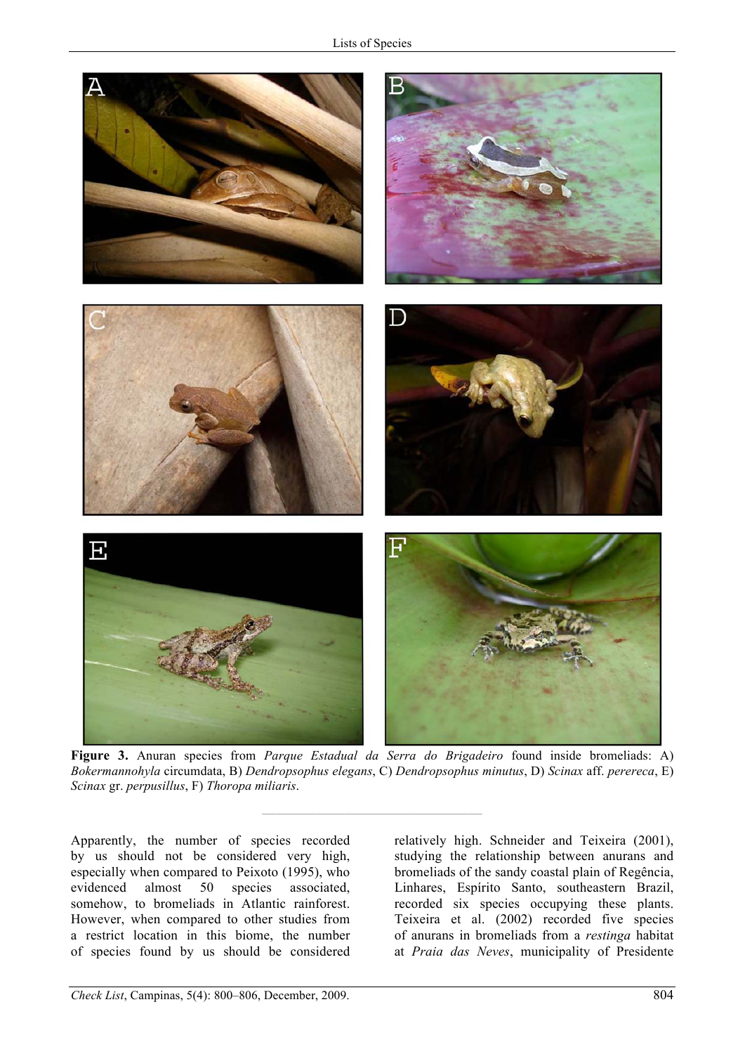**Figure 3.** Anuran species from *Parque Estadual da Serra do Brigadeiro* found inside bromeliads: A) *Bokermannohyla* circumdata, B) *Dendropsophus elegans*, C) *Dendropsophus minutus*, D) *Scinax* aff. *perereca*, E) *Scinax* gr. *perpusillus*, F) *Thoropa miliaris*.

Apparently, the number of species recorded by us should not be considered very high, especially when compared to Peixoto (1995), who evidenced almost 50 species associated, somehow, to bromeliads in Atlantic rainforest. However, when compared to other studies from a restrict location in this biome, the number of species found by us should be considered relatively high. Schneider and Teixeira (2001), studying the relationship between anurans and bromeliads of the sandy coastal plain of Regência, Linhares, Espírito Santo, southeastern Brazil, recorded six species occupying these plants. Teixeira et al. (2002) recorded five species of anurans in bromeliads from a *restinga* habitat at *Praia das Neves*, municipality of Presidente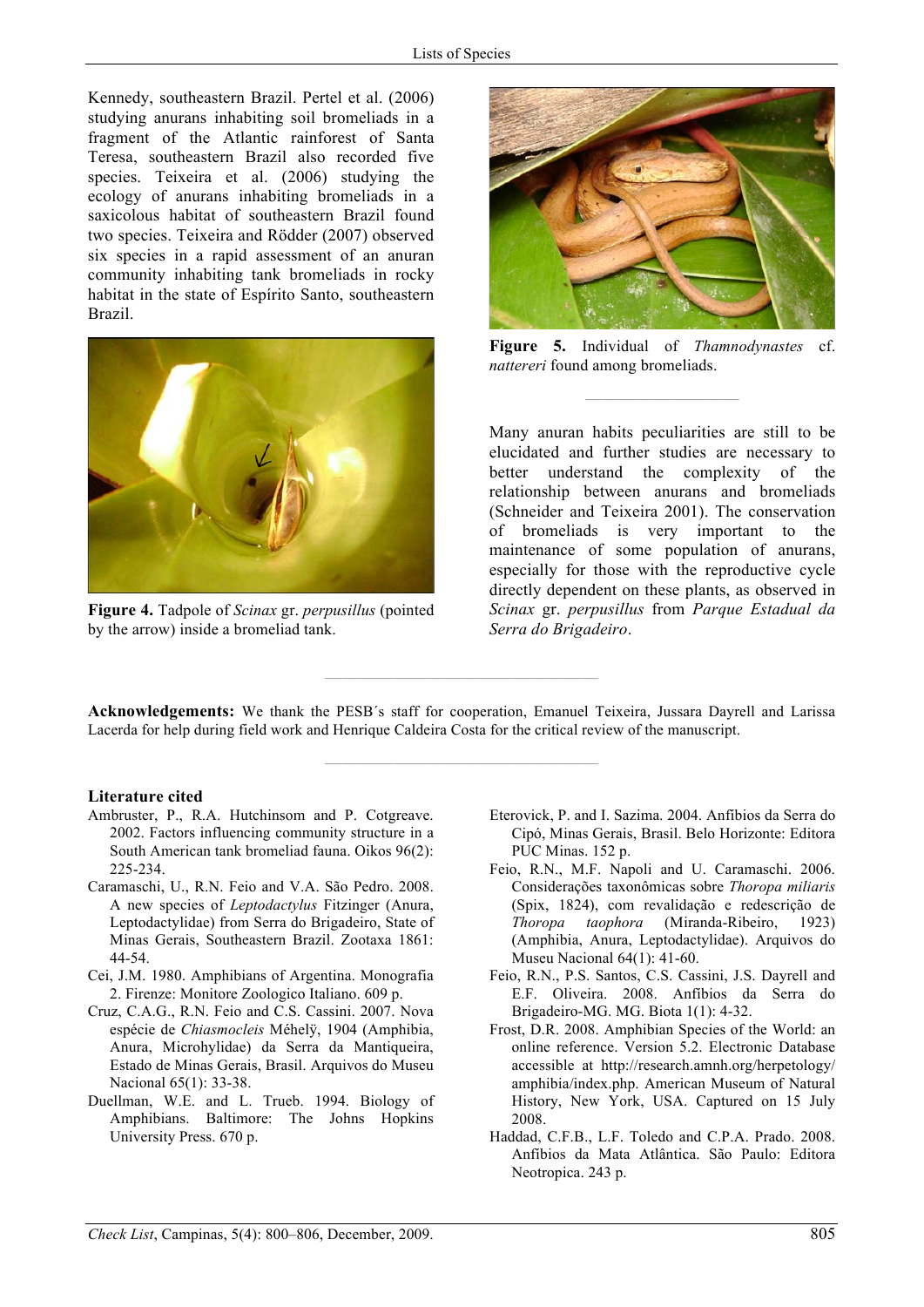Kennedy, southeastern Brazil. Pertel et al. (2006) studying anurans inhabiting soil bromeliads in a fragment of the Atlantic rainforest of Santa Teresa, southeastern Brazil also recorded five species. Teixeira et al. (2006) studying the ecology of anurans inhabiting bromeliads in a saxicolous habitat of southeastern Brazil found two species. Teixeira and Rödder (2007) observed six species in a rapid assessment of an anuran community inhabiting tank bromeliads in rocky habitat in the state of Espírito Santo, southeastern Brazil.

**Figure 4.** Tadpole of *Scinax* gr. *perpusillus* (pointed by the arrow) inside a bromeliad tank.

**Figure 5.** Individual of *Thamnodynastes* cf. *nattereri* found among bromeliads.

Many anuran habits peculiarities are still to be elucidated and further studies are necessary to better understand the complexity of the relationship between anurans and bromeliads (Schneider and Teixeira 2001). The conservation of bromeliads is very important to the maintenance of some population of anurans, especially for those with the reproductive cycle directly dependent on these plants, as observed in *Scinax* gr. *perpusillus* from *Parque Estadual da Serra do Brigadeiro*.

**Acknowledgements:** We thank the PESB´s staff for cooperation, Emanuel Teixeira, Jussara Dayrell and Larissa Lacerda for help during field work and Henrique Caldeira Costa for the critical review of the manuscript.

## Literature cited

Ambruster, P., R.A. Hutchinsom and P. Cotgreave. 2002. Factors influencing community structure in a South American tank bromeliad fauna. Oikos 96(2): 225-234.

Caramaschi, U., R.N. Feio and V.A. São Pedro. 2008. A new species of *Leptodactylus* Fitzinger (Anura, Leptodactylidae) from Serra do Brigadeiro, State of Minas Gerais, Southeastern Brazil. Zootaxa 1861: 44-54.

Cei, J.M. 1980. Amphibians of Argentina. Monografia 2. Firenze: Monitore Zoologico Italiano. 609 p.

Cruz, C.A.G., R.N. Feio and C.S. Cassini. 2007. Nova espécie de *Chiasmocleis* Méhelÿ, 1904 (Amphibia, Anura, Microhylidae) da Serra da Mantiqueira, Estado de Minas Gerais, Brasil. Arquivos do Museu Nacional 65(1): 33-38.

Duellman, W.E. and L. Trueb. 1994. Biology of Amphibians. Baltimore: The Johns Hopkins University Press. 670 p.

Eterovick, P. and I. Sazima. 2004. Anfíbios da Serra do Cipó, Minas Gerais, Brasil. Belo Horizonte: Editora PUC Minas. 152 p.

Feio, R.N., M.F. Napoli and U. Caramaschi. 2006. Considerações taxonômicas sobre *Thoropa miliaris* (Spix, 1824), com revalidação e redescrição de *Thoropa taophora* (Miranda-Ribeiro, 1923) (Amphibia, Anura, Leptodactylidae). Arquivos do Museu Nacional 64(1): 41-60.

Feio, R.N., P.S. Santos, C.S. Cassini, J.S. Dayrell and E.F. Oliveira. 2008. Anfíbios da Serra do Brigadeiro-MG. MG. Biota 1(1): 4-32.

Frost, D.R. 2008. Amphibian Species of the World: an online reference. Version 5.2. Electronic Database accessible at http://research.amnh.org/herpetology/amphibia/index.php. American Museum of Natural History, New York, USA. Captured on 15 July 2008.

Haddad, C.F.B., L.F. Toledo and C.P.A. Prado. 2008. Anfíbios da Mata Atlântica. São Paulo: Editora Neotropica. 243 p.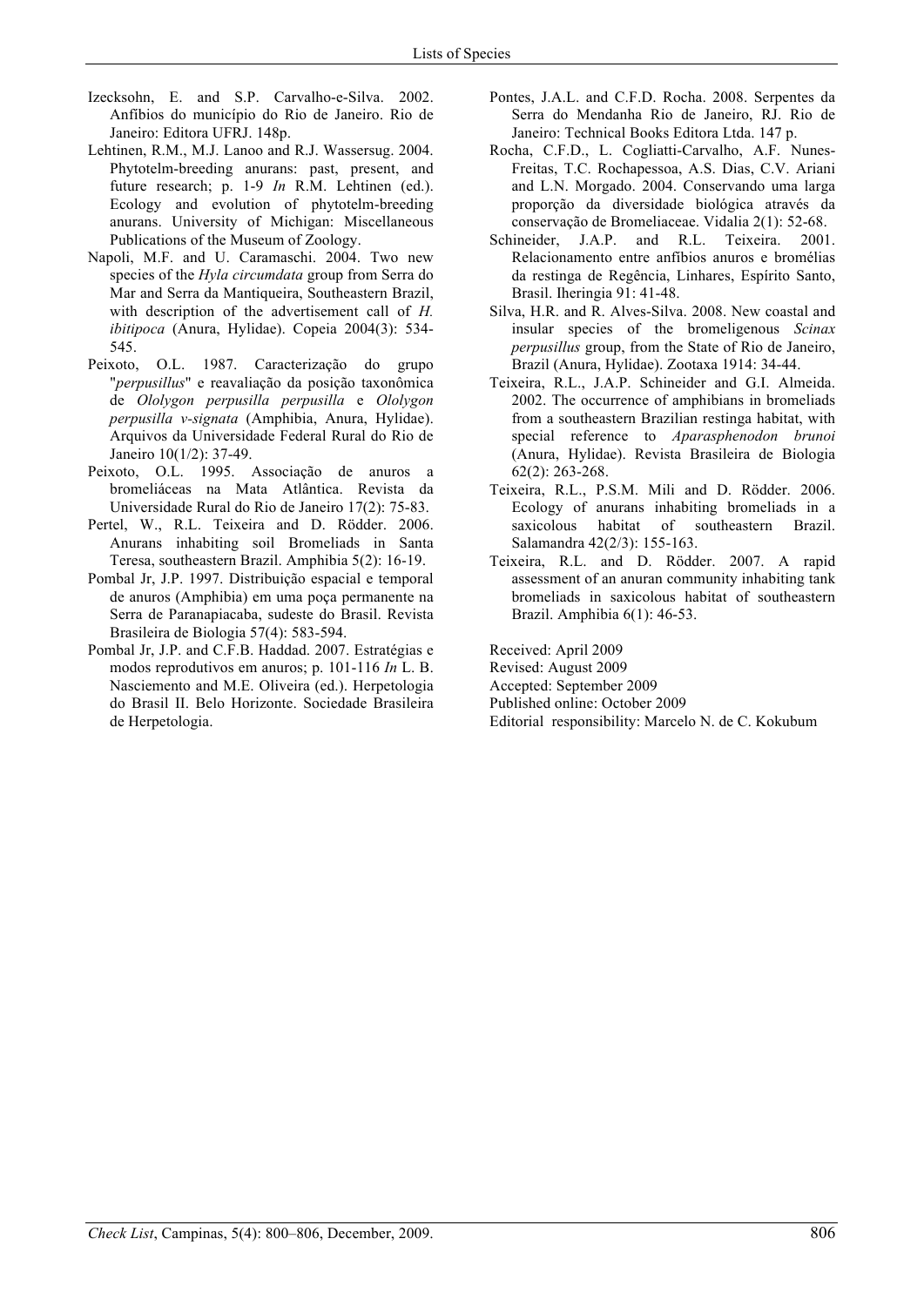Izecksohn, E. and S.P. Carvalho-e-Silva. 2002. Anfíbios do município do Rio de Janeiro. Rio de Janeiro: Editora UFRJ. 148p.

Lehtinen, R.M., M.J. Lanoo and R.J. Wassersug. 2004. Phytotelm-breeding anurans: past, present, and future research; p. 1-9 *In* R.M. Lehtinen (ed.). Ecology and evolution of phytotelm-breeding anurans. University of Michigan: Miscellaneous Publications of the Museum of Zoology.

Napoli, M.F. and U. Caramaschi. 2004. Two new species of the *Hyla circumdata* group from Serra do Mar and Serra da Mantiqueira, Southeastern Brazil, with description of the advertisement call of *H. ibitipoca* (Anura, Hylidae). Copeia 2004(3): 534-545.

Peixoto, O.L. 1987. Caracterização do grupo "*perpusillus*" e reavaliação da posição taxonômica de *Ololygon perpusilla perpusilla* e *Ololygon perpusilla v-signata* (Amphibia, Anura, Hylidae). Arquivos da Universidade Federal Rural do Rio de Janeiro 10(1/2): 37-49.

Peixoto, O.L. 1995. Associação de anuros a bromeliáceas na Mata Atlântica. Revista da Universidade Rural do Rio de Janeiro 17(2): 75-83.

Pertel, W., R.L. Teixeira and D. Rödder. 2006. Anurans inhabiting soil Bromeliads in Santa Teresa, southeastern Brazil. Amphibia 5(2): 16-19.

Pombal Jr, J.P. 1997. Distribuição espacial e temporal de anuros (Amphibia) em uma poça permanente na Serra de Paranapiacaba, sudeste do Brasil. Revista Brasileira de Biologia 57(4): 583-594.

Pombal Jr, J.P. and C.F.B. Haddad. 2007. Estratégias e modos reprodutivos em anuros; p. 101-116 *In* L. B. Nasciemento and M.E. Oliveira (ed.). Herpetologia do Brasil II. Belo Horizonte. Sociedade Brasileira de Herpetologia.

Pontes, J.A.L. and C.F.D. Rocha. 2008. Serpentes da Serra do Mendanha Rio de Janeiro, RJ. Rio de Janeiro: Technical Books Editora Ltda. 147 p.

Rocha, C.F.D., L. Cogliatti-Carvalho, A.F. Nunes-Freitas, T.C. Rochapessoa, A.S. Dias, C.V. Ariani and L.N. Morgado. 2004. Conservando uma larga proporção da diversidade biológica através da conservação de Bromeliaceae. Vidalia 2(1): 52-68.

Schineider, J.A.P. and R.L. Teixeira. 2001. Relacionamento entre anfíbios anuros e bromélias da restinga de Regência, Linhares, Espírito Santo, Brasil. Iheringia 91: 41-48.

Silva, H.R. and R. Alves-Silva. 2008. New coastal and insular species of the bromeligenous *Scinax perpusillus* group, from the State of Rio de Janeiro, Brazil (Anura, Hylidae). Zootaxa 1914: 34-44.

Teixeira, R.L., J.A.P. Schineider and G.I. Almeida. 2002. The occurrence of amphibians in bromeliads from a southeastern Brazilian restinga habitat, with special reference to *Aparasphenodon brunoi* (Anura, Hylidae). Revista Brasileira de Biologia 62(2): 263-268.

Teixeira, R.L., P.S.M. Mili and D. Rödder. 2006. Ecology of anurans inhabiting bromeliads in a saxicolous habitat of southeastern Brazil. Salamandra 42(2/3): 155-163.

Teixeira, R.L. and D. Rödder. 2007. A rapid assessment of an anuran community inhabiting tank bromeliads in saxicolous habitat of southeastern Brazil. Amphibia 6(1): 46-53.

Received: April 2009
Revised: August 2009
Accepted: September 2009
Published online: October 2009
Editorial responsibility: Marcelo N. de C. Kokubum